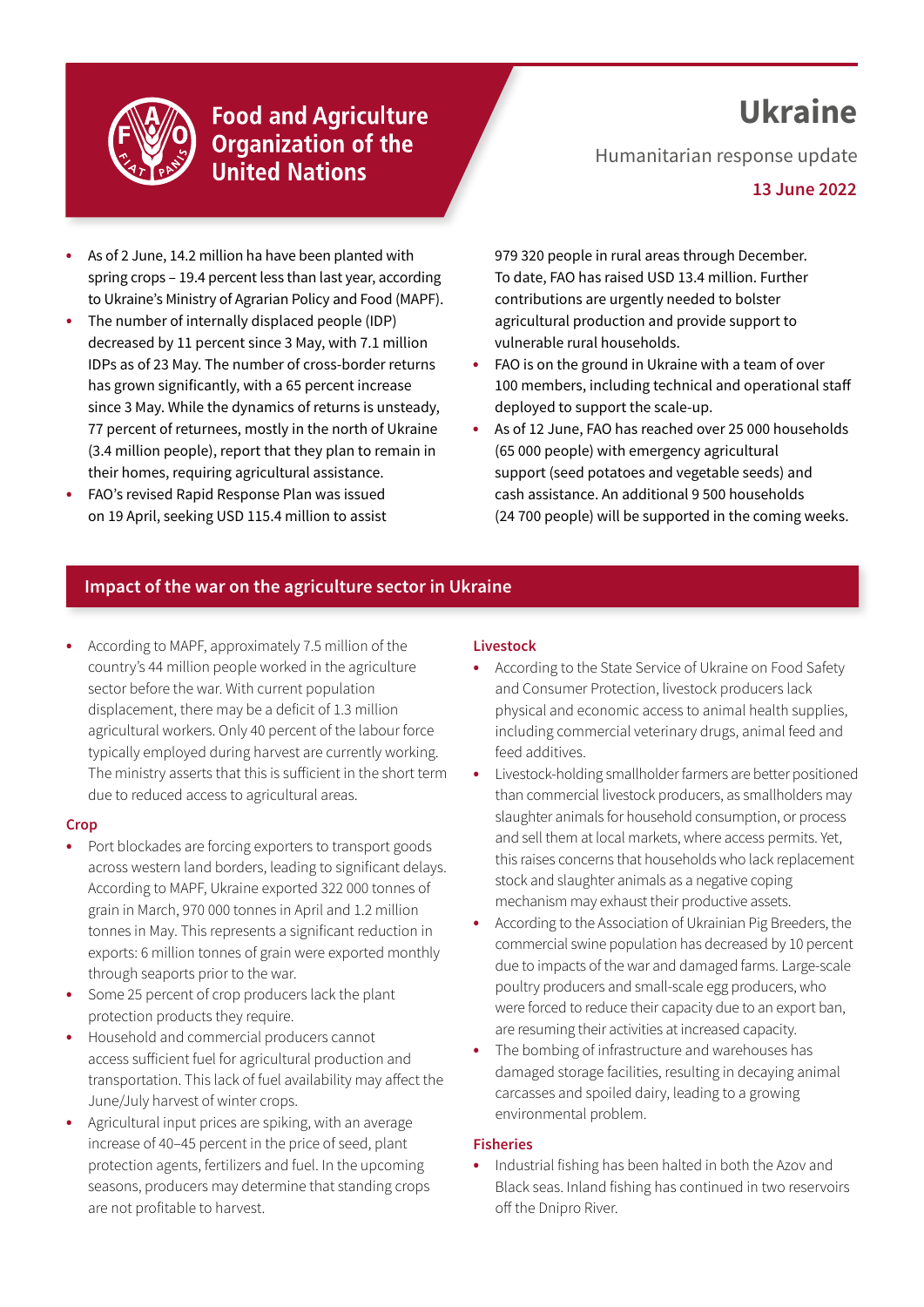Food and Agriculture Organization of the United Nations

# Ukraine

Humanitarian response update

**13 June 2022**

- As of 2 June, 14.2 million ha have been planted with spring crops – 19.4 percent less than last year, according to Ukraine's Ministry of Agrarian Policy and Food (MAPF).
- The number of internally displaced people (IDP) decreased by 11 percent since 3 May, with 7.1 million IDPs as of 23 May. The number of cross-border returns has grown significantly, with a 65 percent increase since 3 May. While the dynamics of returns is unsteady, 77 percent of returnees, mostly in the north of Ukraine (3.4 million people), report that they plan to remain in their homes, requiring agricultural assistance.
- FAO's revised Rapid Response Plan was issued on 19 April, seeking USD 115.4 million to assist 979 320 people in rural areas through December. To date, FAO has raised USD 13.4 million. Further contributions are urgently needed to bolster agricultural production and provide support to vulnerable rural households.
- FAO is on the ground in Ukraine with a team of over 100 members, including technical and operational staff deployed to support the scale-up.
- As of 12 June, FAO has reached over 25 000 households (65 000 people) with emergency agricultural support (seed potatoes and vegetable seeds) and cash assistance. An additional 9 500 households (24 700 people) will be supported in the coming weeks.

## Impact of the war on the agriculture sector in Ukraine

- According to MAPF, approximately 7.5 million of the country's 44 million people worked in the agriculture sector before the war. With current population displacement, there may be a deficit of 1.3 million agricultural workers. Only 40 percent of the labour force typically employed during harvest are currently working. The ministry asserts that this is sufficient in the short term due to reduced access to agricultural areas.

### Crop

- Port blockades are forcing exporters to transport goods across western land borders, leading to significant delays. According to MAPF, Ukraine exported 322 000 tonnes of grain in March, 970 000 tonnes in April and 1.2 million tonnes in May. This represents a significant reduction in exports: 6 million tonnes of grain were exported monthly through seaports prior to the war.
- Some 25 percent of crop producers lack the plant protection products they require.
- Household and commercial producers cannot access sufficient fuel for agricultural production and transportation. This lack of fuel availability may affect the June/July harvest of winter crops.
- Agricultural input prices are spiking, with an average increase of 40–45 percent in the price of seed, plant protection agents, fertilizers and fuel. In the upcoming seasons, producers may determine that standing crops are not profitable to harvest.

### Livestock

- According to the State Service of Ukraine on Food Safety and Consumer Protection, livestock producers lack physical and economic access to animal health supplies, including commercial veterinary drugs, animal feed and feed additives.
- Livestock-holding smallholder farmers are better positioned than commercial livestock producers, as smallholders may slaughter animals for household consumption, or process and sell them at local markets, where access permits. Yet, this raises concerns that households who lack replacement stock and slaughter animals as a negative coping mechanism may exhaust their productive assets.
- According to the Association of Ukrainian Pig Breeders, the commercial swine population has decreased by 10 percent due to impacts of the war and damaged farms. Large-scale poultry producers and small-scale egg producers, who were forced to reduce their capacity due to an export ban, are resuming their activities at increased capacity.
- The bombing of infrastructure and warehouses has damaged storage facilities, resulting in decaying animal carcasses and spoiled dairy, leading to a growing environmental problem.

### Fisheries

- Industrial fishing has been halted in both the Azov and Black seas. Inland fishing has continued in two reservoirs off the Dnipro River.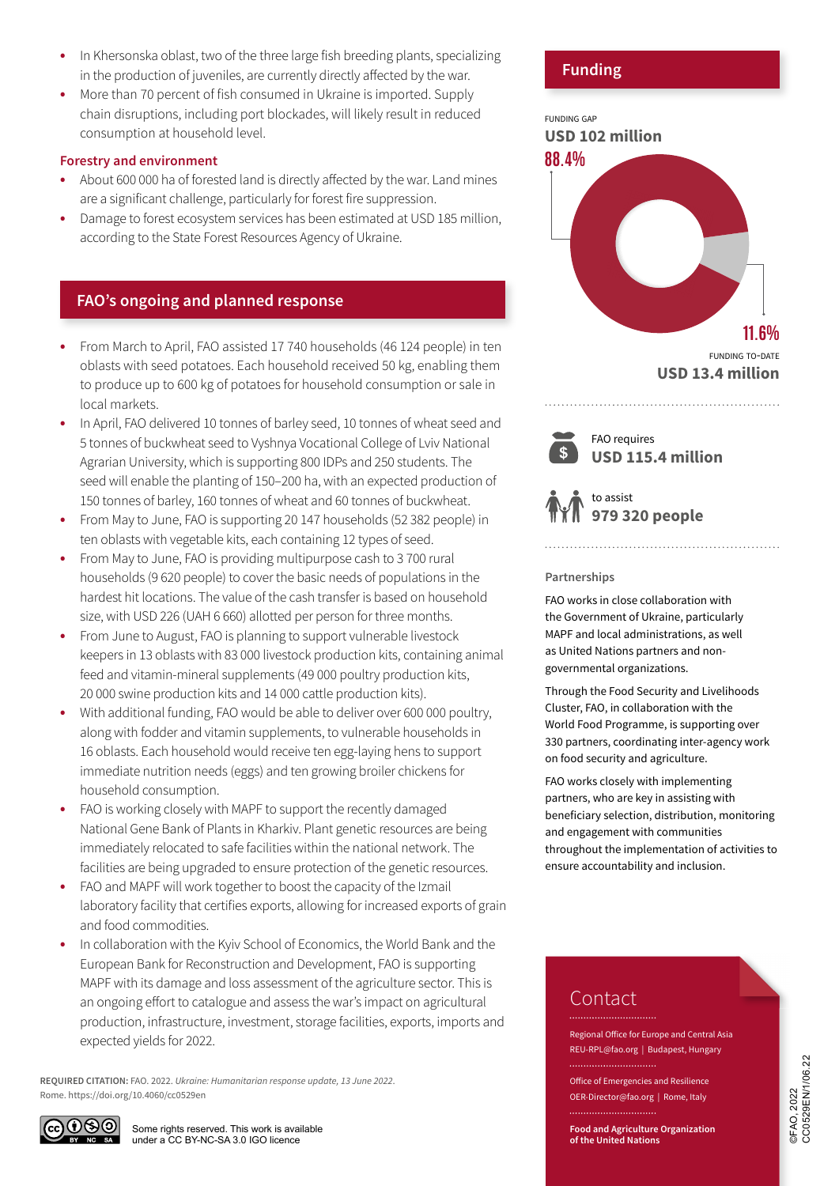- In Khersonska oblast, two of the three large fish breeding plants, specializing in the production of juveniles, are currently directly affected by the war.
- More than 70 percent of fish consumed in Ukraine is imported. Supply chain disruptions, including port blockades, will likely result in reduced consumption at household level.

### Forestry and environment

- About 600 000 ha of forested land is directly affected by the war. Land mines are a significant challenge, particularly for forest fire suppression.
- Damage to forest ecosystem services has been estimated at USD 185 million, according to the State Forest Resources Agency of Ukraine.

## FAO's ongoing and planned response

- From March to April, FAO assisted 17 740 households (46 124 people) in ten oblasts with seed potatoes. Each household received 50 kg, enabling them to produce up to 600 kg of potatoes for household consumption or sale in local markets.
- In April, FAO delivered 10 tonnes of barley seed, 10 tonnes of wheat seed and 5 tonnes of buckwheat seed to Vyshnya Vocational College of Lviv National Agrarian University, which is supporting 800 IDPs and 250 students. The seed will enable the planting of 150–200 ha, with an expected production of 150 tonnes of barley, 160 tonnes of wheat and 60 tonnes of buckwheat.
- From May to June, FAO is supporting 20 147 households (52 382 people) in ten oblasts with vegetable kits, each containing 12 types of seed.
- From May to June, FAO is providing multipurpose cash to 3 700 rural households (9 620 people) to cover the basic needs of populations in the hardest hit locations. The value of the cash transfer is based on household size, with USD 226 (UAH 6 660) allotted per person for three months.
- From June to August, FAO is planning to support vulnerable livestock keepers in 13 oblasts with 83 000 livestock production kits, containing animal feed and vitamin-mineral supplements (49 000 poultry production kits, 20 000 swine production kits and 14 000 cattle production kits).
- With additional funding, FAO would be able to deliver over 600 000 poultry, along with fodder and vitamin supplements, to vulnerable households in 16 oblasts. Each household would receive ten egg-laying hens to support immediate nutrition needs (eggs) and ten growing broiler chickens for household consumption.
- FAO is working closely with MAPF to support the recently damaged National Gene Bank of Plants in Kharkiv. Plant genetic resources are being immediately relocated to safe facilities within the national network. The facilities are being upgraded to ensure protection of the genetic resources.
- FAO and MAPF will work together to boost the capacity of the Izmail laboratory facility that certifies exports, allowing for increased exports of grain and food commodities.
- In collaboration with the Kyiv School of Economics, the World Bank and the European Bank for Reconstruction and Development, FAO is supporting MAPF with its damage and loss assessment of the agriculture sector. This is an ongoing effort to catalogue and assess the war's impact on agricultural production, infrastructure, investment, storage facilities, exports, imports and expected yields for 2022.

**REQUIRED CITATION:** FAO. 2022. *Ukraine: Humanitarian response update, 13 June 2022*. Rome. https://doi.org/10.4060/cc0529en

Some rights reserved. This work is available under a CC BY-NC-SA 3.0 IGO licence

## Funding

FUNDING GAP
**USD 102 million**
88.4%

11.6%
FUNDING TO-DATE
**USD 13.4 million**

FAO requires
**USD 115.4 million**

to assist
**979 320 people**

### Partnerships

FAO works in close collaboration with the Government of Ukraine, particularly MAPF and local administrations, as well as United Nations partners and non-governmental organizations.

Through the Food Security and Livelihoods Cluster, FAO, in collaboration with the World Food Programme, is supporting over 330 partners, coordinating inter-agency work on food security and agriculture.

FAO works closely with implementing partners, who are key in assisting with beneficiary selection, distribution, monitoring and engagement with communities throughout the implementation of activities to ensure accountability and inclusion.

## Contact

Regional Office for Europe and Central Asia
REU-RPL@fao.org | Budapest, Hungary

Office of Emergencies and Resilience
OER-Director@fao.org | Rome, Italy

**Food and Agriculture Organization of the United Nations**

©FAO, 2022
CC0529EN/1/06.22